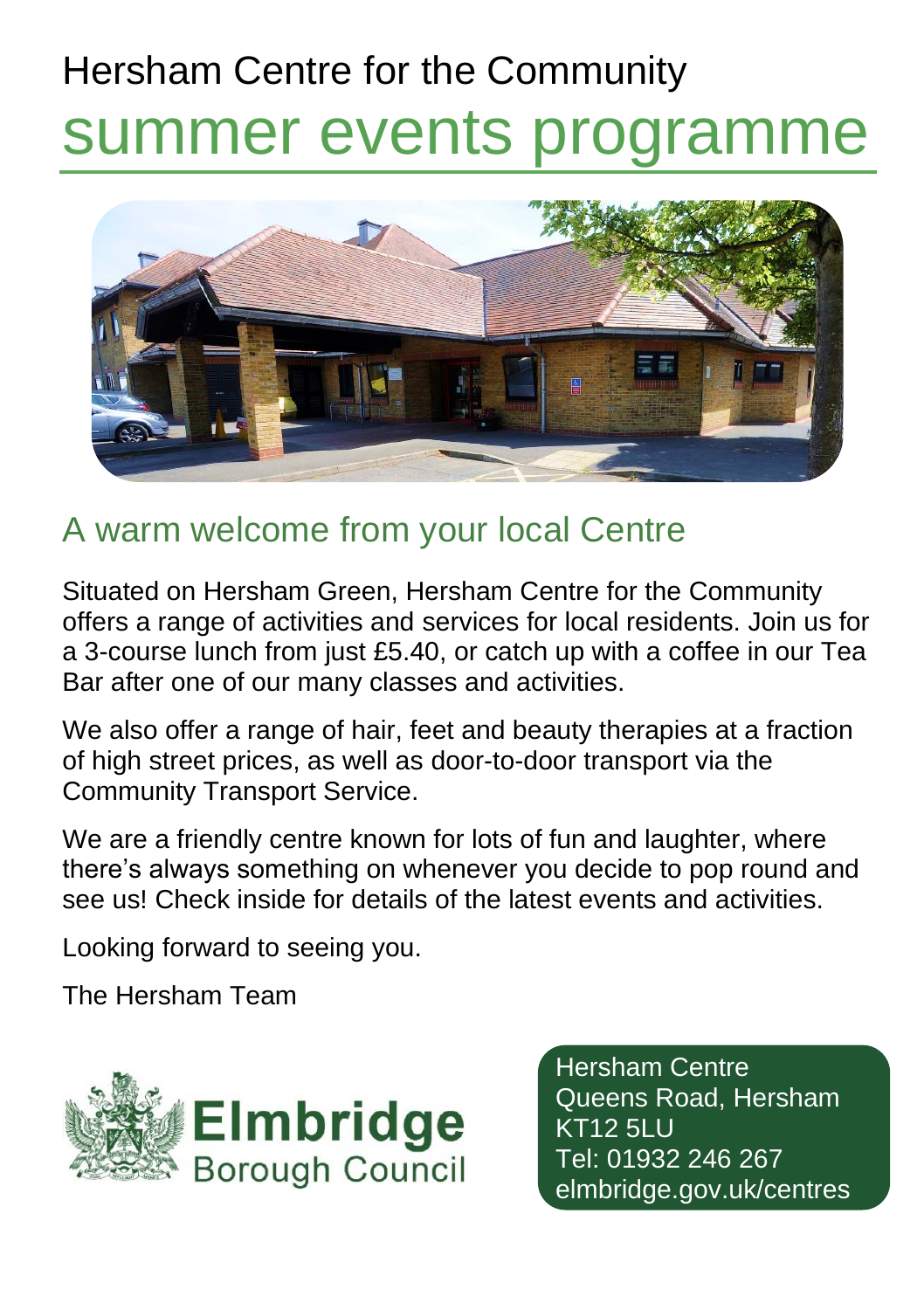# Hersham Centre for the Community

# summer events programme

## A warm welcome from your local Centre

Situated on Hersham Green, Hersham Centre for the Community offers a range of activities and services for local residents. Join us for a 3-course lunch from just £5.40, or catch up with a coffee in our Tea Bar after one of our many classes and activities.

We also offer a range of hair, feet and beauty therapies at a fraction of high street prices, as well as door-to-door transport via the Community Transport Service.

We are a friendly centre known for lots of fun and laughter, where there's always something on whenever you decide to pop round and see us! Check inside for details of the latest events and activities.

Looking forward to seeing you.

The Hersham Team

Elmbridge Borough Council

Hersham Centre
Queens Road, Hersham
KT12 5LU
Tel: 01932 246 267
elmbridge.gov.uk/centres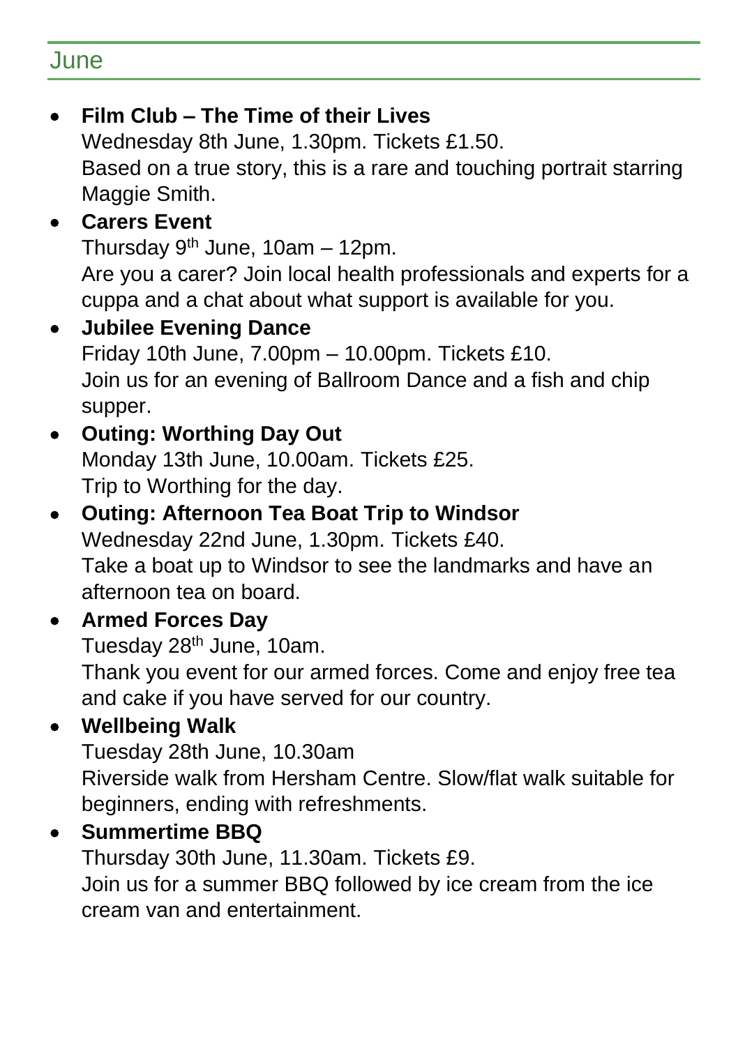## June

- **Film Club – The Time of their Lives**
  Wednesday 8th June, 1.30pm. Tickets £1.50.
  Based on a true story, this is a rare and touching portrait starring Maggie Smith.
- **Carers Event**
  Thursday 9th June, 10am – 12pm.
  Are you a carer? Join local health professionals and experts for a cuppa and a chat about what support is available for you.
- **Jubilee Evening Dance**
  Friday 10th June, 7.00pm – 10.00pm. Tickets £10.
  Join us for an evening of Ballroom Dance and a fish and chip supper.
- **Outing: Worthing Day Out**
  Monday 13th June, 10.00am. Tickets £25.
  Trip to Worthing for the day.
- **Outing: Afternoon Tea Boat Trip to Windsor**
  Wednesday 22nd June, 1.30pm. Tickets £40.
  Take a boat up to Windsor to see the landmarks and have an afternoon tea on board.
- **Armed Forces Day**
  Tuesday 28th June, 10am.
  Thank you event for our armed forces. Come and enjoy free tea and cake if you have served for our country.
- **Wellbeing Walk**
  Tuesday 28th June, 10.30am
  Riverside walk from Hersham Centre. Slow/flat walk suitable for beginners, ending with refreshments.
- **Summertime BBQ**
  Thursday 30th June, 11.30am. Tickets £9.
  Join us for a summer BBQ followed by ice cream from the ice cream van and entertainment.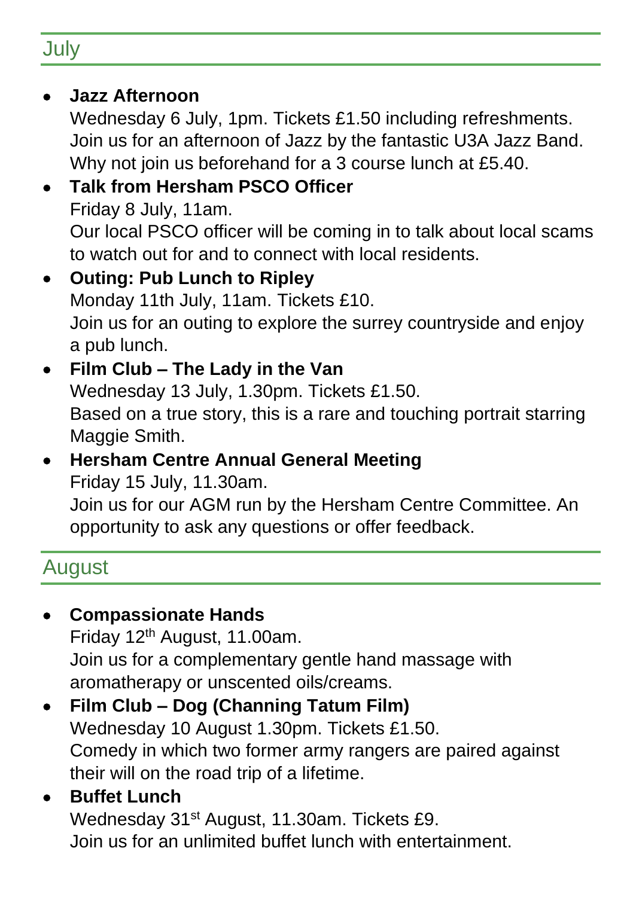## July

- **Jazz Afternoon**
  Wednesday 6 July, 1pm. Tickets £1.50 including refreshments. Join us for an afternoon of Jazz by the fantastic U3A Jazz Band. Why not join us beforehand for a 3 course lunch at £5.40.
- **Talk from Hersham PSCO Officer**
  Friday 8 July, 11am.
  Our local PSCO officer will be coming in to talk about local scams to watch out for and to connect with local residents.
- **Outing: Pub Lunch to Ripley**
  Monday 11th July, 11am. Tickets £10.
  Join us for an outing to explore the surrey countryside and enjoy a pub lunch.
- **Film Club – The Lady in the Van**
  Wednesday 13 July, 1.30pm. Tickets £1.50.
  Based on a true story, this is a rare and touching portrait starring Maggie Smith.
- **Hersham Centre Annual General Meeting**
  Friday 15 July, 11.30am.
  Join us for our AGM run by the Hersham Centre Committee. An opportunity to ask any questions or offer feedback.

## August

- **Compassionate Hands**
  Friday 12th August, 11.00am.
  Join us for a complementary gentle hand massage with aromatherapy or unscented oils/creams.
- **Film Club – Dog (Channing Tatum Film)**
  Wednesday 10 August 1.30pm. Tickets £1.50.
  Comedy in which two former army rangers are paired against their will on the road trip of a lifetime.
- **Buffet Lunch**
  Wednesday 31st August, 11.30am. Tickets £9.
  Join us for an unlimited buffet lunch with entertainment.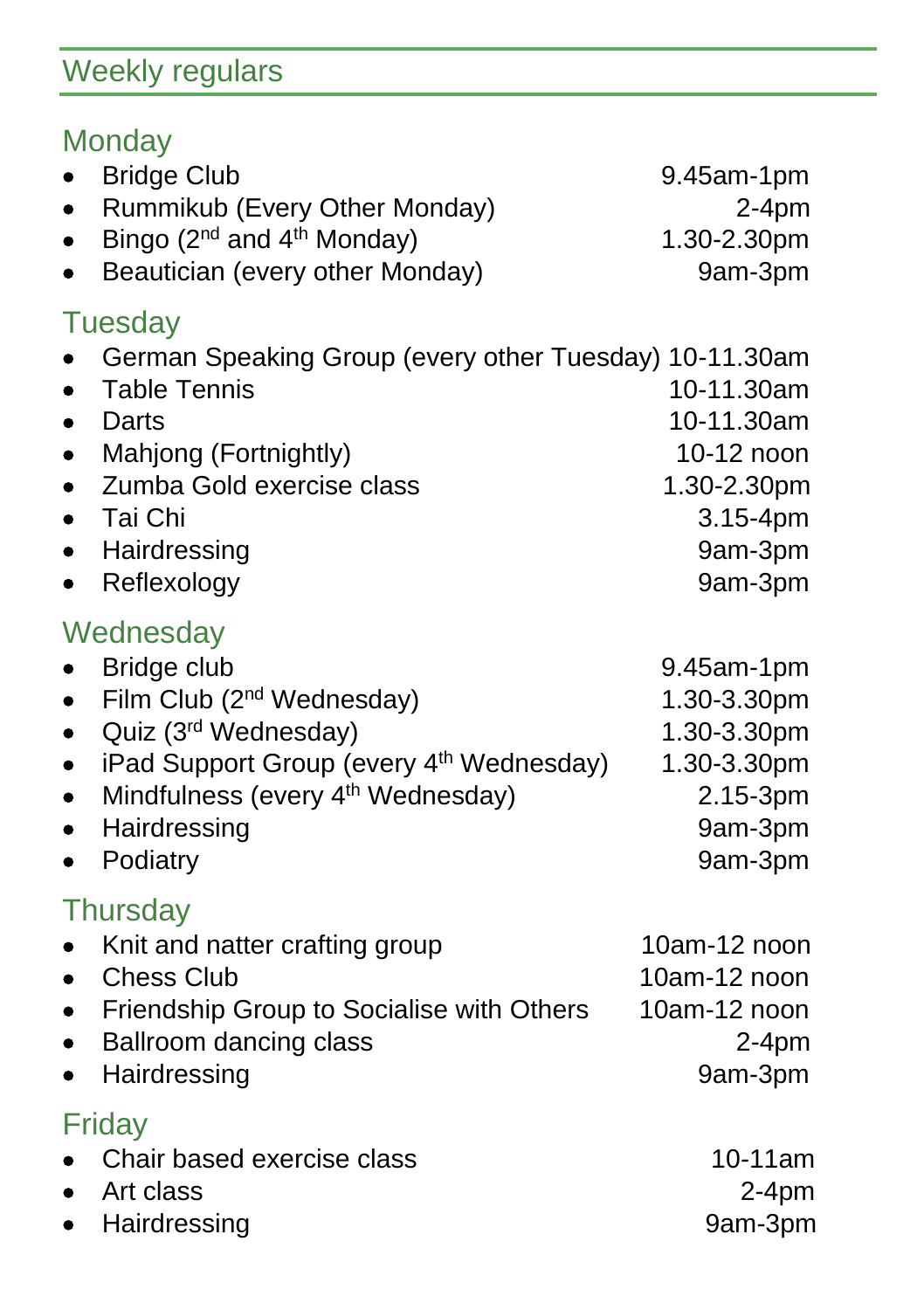## Weekly regulars

### Monday

- Bridge Club 9.45am-1pm
- Rummikub (Every Other Monday) 2-4pm
- Bingo (2nd and 4th Monday) 1.30-2.30pm
- Beautician (every other Monday) 9am-3pm

### Tuesday

- German Speaking Group (every other Tuesday) 10-11.30am
- Table Tennis 10-11.30am
- Darts 10-11.30am
- Mahjong (Fortnightly) 10-12 noon
- Zumba Gold exercise class 1.30-2.30pm
- Tai Chi 3.15-4pm
- Hairdressing 9am-3pm
- Reflexology 9am-3pm

### Wednesday

- Bridge club 9.45am-1pm
- Film Club (2nd Wednesday) 1.30-3.30pm
- Quiz (3rd Wednesday) 1.30-3.30pm
- iPad Support Group (every 4th Wednesday) 1.30-3.30pm
- Mindfulness (every 4th Wednesday) 2.15-3pm
- Hairdressing 9am-3pm
- Podiatry 9am-3pm

### Thursday

- Knit and natter crafting group 10am-12 noon
- Chess Club 10am-12 noon
- Friendship Group to Socialise with Others 10am-12 noon
- Ballroom dancing class 2-4pm
- Hairdressing 9am-3pm

### Friday

- Chair based exercise class 10-11am
- Art class 2-4pm
- Hairdressing 9am-3pm